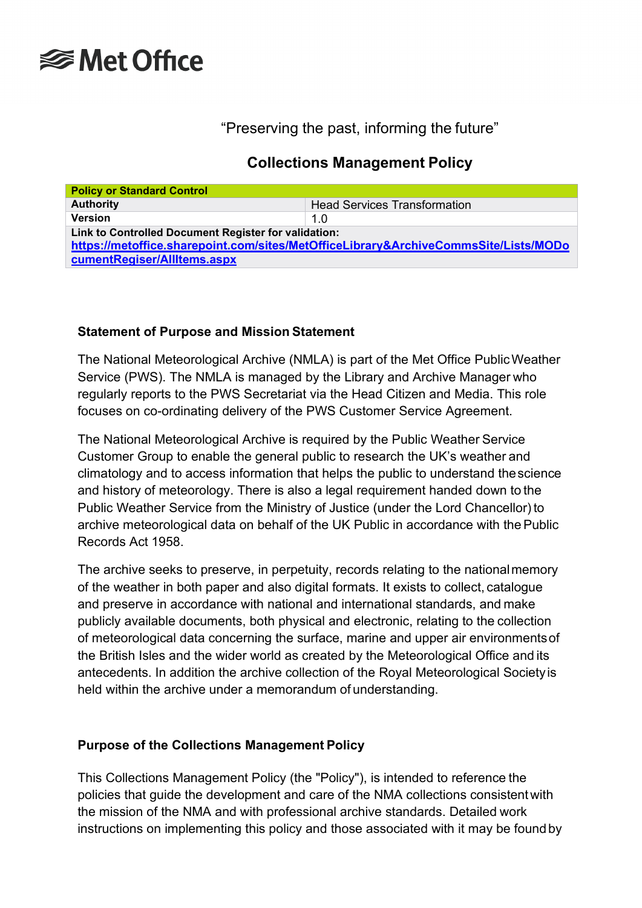# Met Office

"Preserving the past, informing the future"

## Collections Management Policy

| Policy or Standard Control | |
|---|---|
| **Authority** | Head Services Transformation |
| **Version** | 1.0 |
| **Link to Controlled Document Register for validation:** [https://metoffice.sharepoint.com/sites/MetOfficeLibrary&ArchiveCommsSite/Lists/MODocumentRegiser/AllItems.aspx](https://metoffice.sharepoint.com/sites/MetOfficeLibrary&ArchiveCommsSite/Lists/MODocumentRegiser/AllItems.aspx) | |

### Statement of Purpose and Mission Statement

The National Meteorological Archive (NMLA) is part of the Met Office Public Weather Service (PWS). The NMLA is managed by the Library and Archive Manager who regularly reports to the PWS Secretariat via the Head Citizen and Media. This role focuses on co-ordinating delivery of the PWS Customer Service Agreement.

The National Meteorological Archive is required by the Public Weather Service Customer Group to enable the general public to research the UK's weather and climatology and to access information that helps the public to understand the science and history of meteorology. There is also a legal requirement handed down to the Public Weather Service from the Ministry of Justice (under the Lord Chancellor) to archive meteorological data on behalf of the UK Public in accordance with the Public Records Act 1958.

The archive seeks to preserve, in perpetuity, records relating to the national memory of the weather in both paper and also digital formats. It exists to collect, catalogue and preserve in accordance with national and international standards, and make publicly available documents, both physical and electronic, relating to the collection of meteorological data concerning the surface, marine and upper air environments of the British Isles and the wider world as created by the Meteorological Office and its antecedents. In addition the archive collection of the Royal Meteorological Society is held within the archive under a memorandum of understanding.

### Purpose of the Collections Management Policy

This Collections Management Policy (the "Policy"), is intended to reference the policies that guide the development and care of the NMA collections consistent with the mission of the NMA and with professional archive standards. Detailed work instructions on implementing this policy and those associated with it may be found by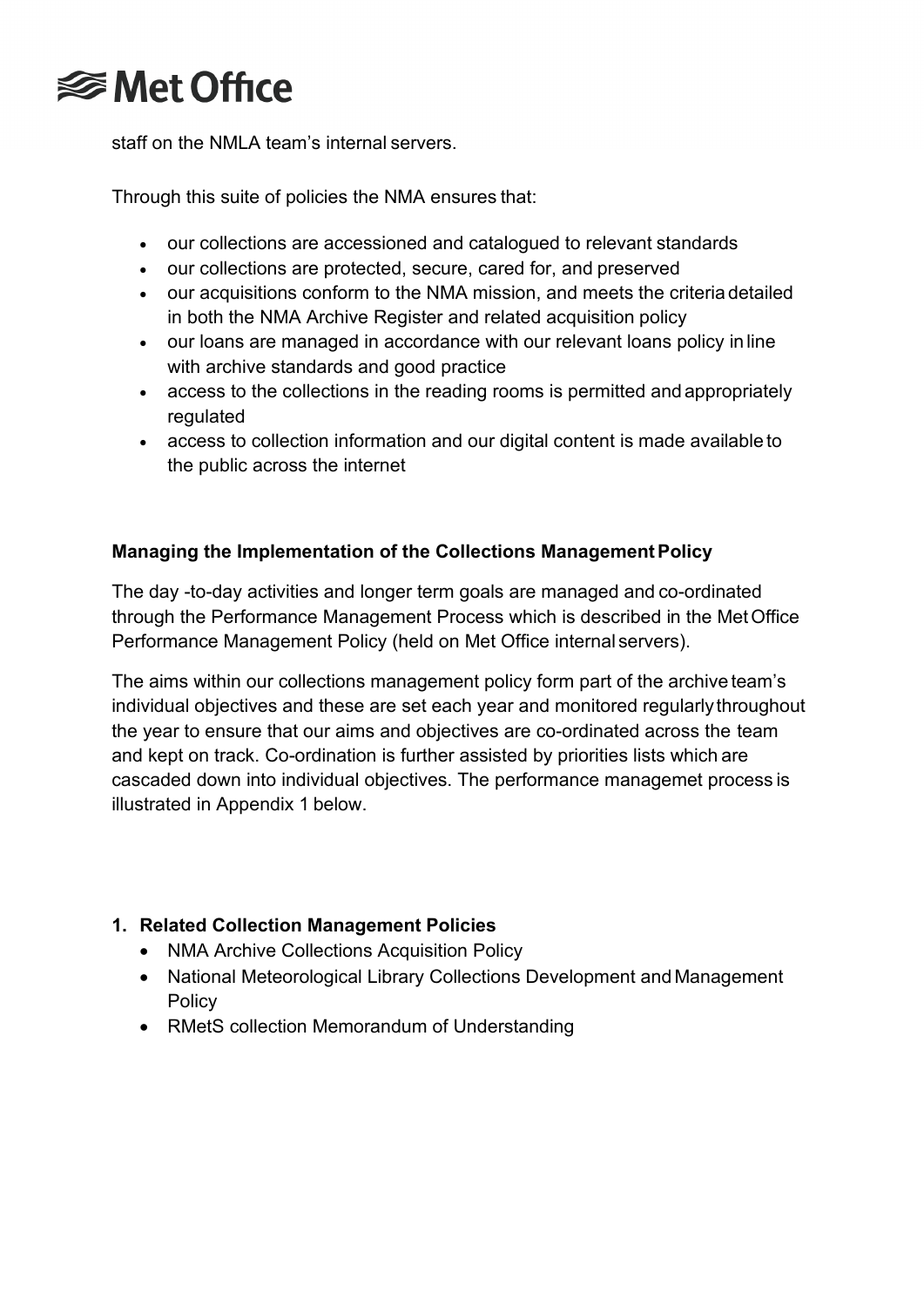staff on the NMLA team's internal servers.

Through this suite of policies the NMA ensures that:

- our collections are accessioned and catalogued to relevant standards
- our collections are protected, secure, cared for, and preserved
- our acquisitions conform to the NMA mission, and meets the criteria detailed in both the NMA Archive Register and related acquisition policy
- our loans are managed in accordance with our relevant loans policy in line with archive standards and good practice
- access to the collections in the reading rooms is permitted and appropriately regulated
- access to collection information and our digital content is made available to the public across the internet

**Managing the Implementation of the Collections Management Policy**

The day -to-day activities and longer term goals are managed and co-ordinated through the Performance Management Process which is described in the Met Office Performance Management Policy (held on Met Office internal servers).

The aims within our collections management policy form part of the archive team's individual objectives and these are set each year and monitored regularly throughout the year to ensure that our aims and objectives are co-ordinated across the team and kept on track. Co-ordination is further assisted by priorities lists which are cascaded down into individual objectives. The performance managemet process is illustrated in Appendix 1 below.

1. **Related Collection Management Policies**
   - NMA Archive Collections Acquisition Policy
   - National Meteorological Library Collections Development and Management Policy
   - RMetS collection Memorandum of Understanding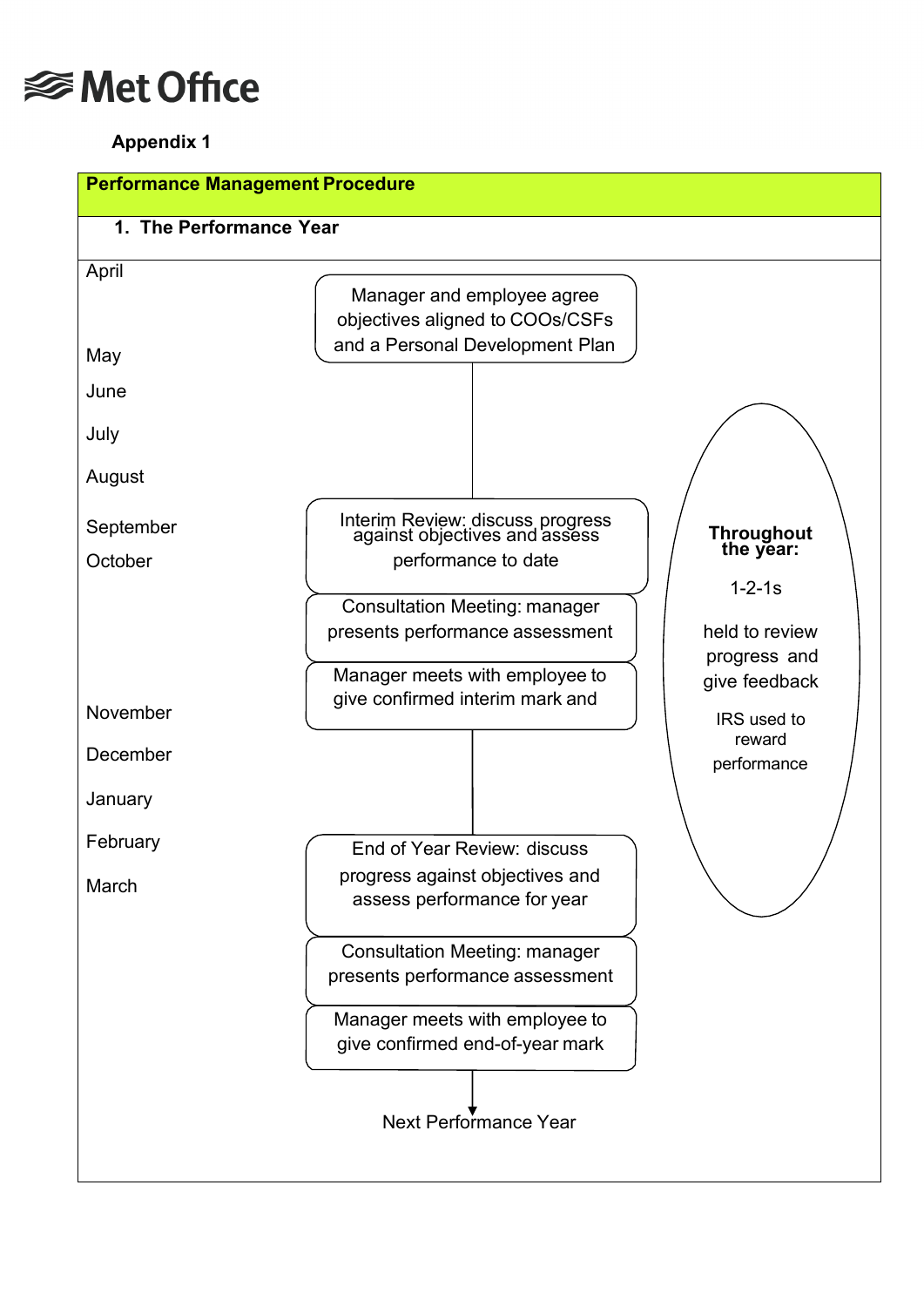Appendix 1

## Performance Management Procedure

### 1. The Performance Year

| Month | Activity |
|---|---|
| April | Manager and employee agree objectives aligned to COOs/CSFs and a Personal Development Plan |
| May | |
| June | |
| July | |
| August | |
| September | Interim Review: discuss progress against objectives and assess performance to date |
| October | Consultation Meeting: manager presents performance assessment |
| | Manager meets with employee to give confirmed interim mark and |
| November | |
| December | |
| January | |
| February | End of Year Review: discuss progress against objectives and assess performance for year |
| March | Consultation Meeting: manager presents performance assessment |
| | Manager meets with employee to give confirmed end-of-year mark |
| | Next Performance Year |

**Throughout the year:**

1-2-1s held to review progress and give feedback

IRS used to reward performance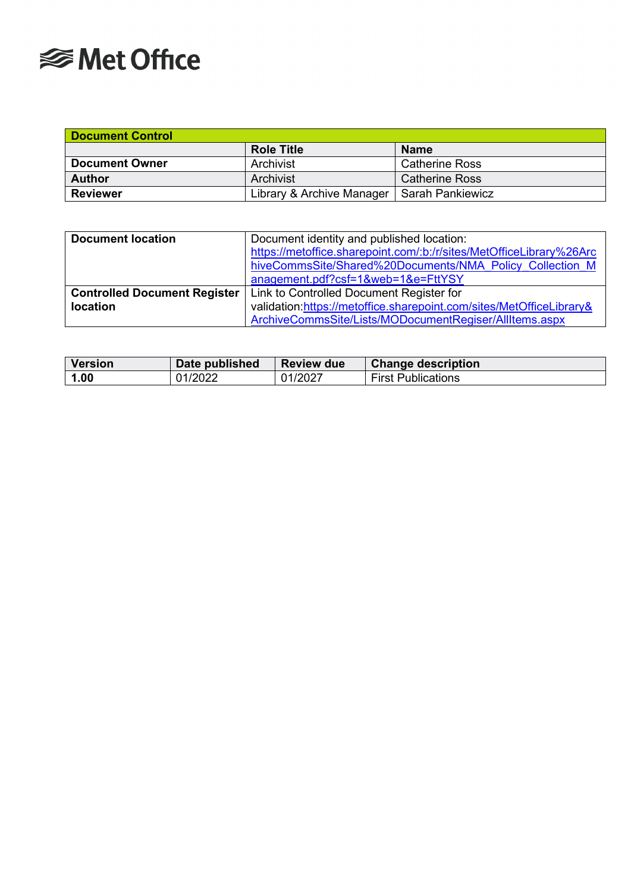Met Office

| Document Control | | |
|---|---|---|
| | **Role Title** | **Name** |
| **Document Owner** | Archivist | Catherine Ross |
| **Author** | Archivist | Catherine Ross |
| **Reviewer** | Library & Archive Manager | Sarah Pankiewicz |

| | |
|---|---|
| **Document location** | Document identity and published location: https://metoffice.sharepoint.com/:b:/r/sites/MetOfficeLibrary%26ArchiveCommsSite/Shared%20Documents/NMA_Policy_Collection_Management.pdf?csf=1&web=1&e=FttYSY |
| **Controlled Document Register location** | Link to Controlled Document Register for validation:https://metoffice.sharepoint.com/sites/MetOfficeLibrary&ArchiveCommsSite/Lists/MODocumentRegiser/AllItems.aspx |

| Version | Date published | Review due | Change description |
|---|---|---|---|
| **1.00** | 01/2022 | 01/2027 | First Publications |